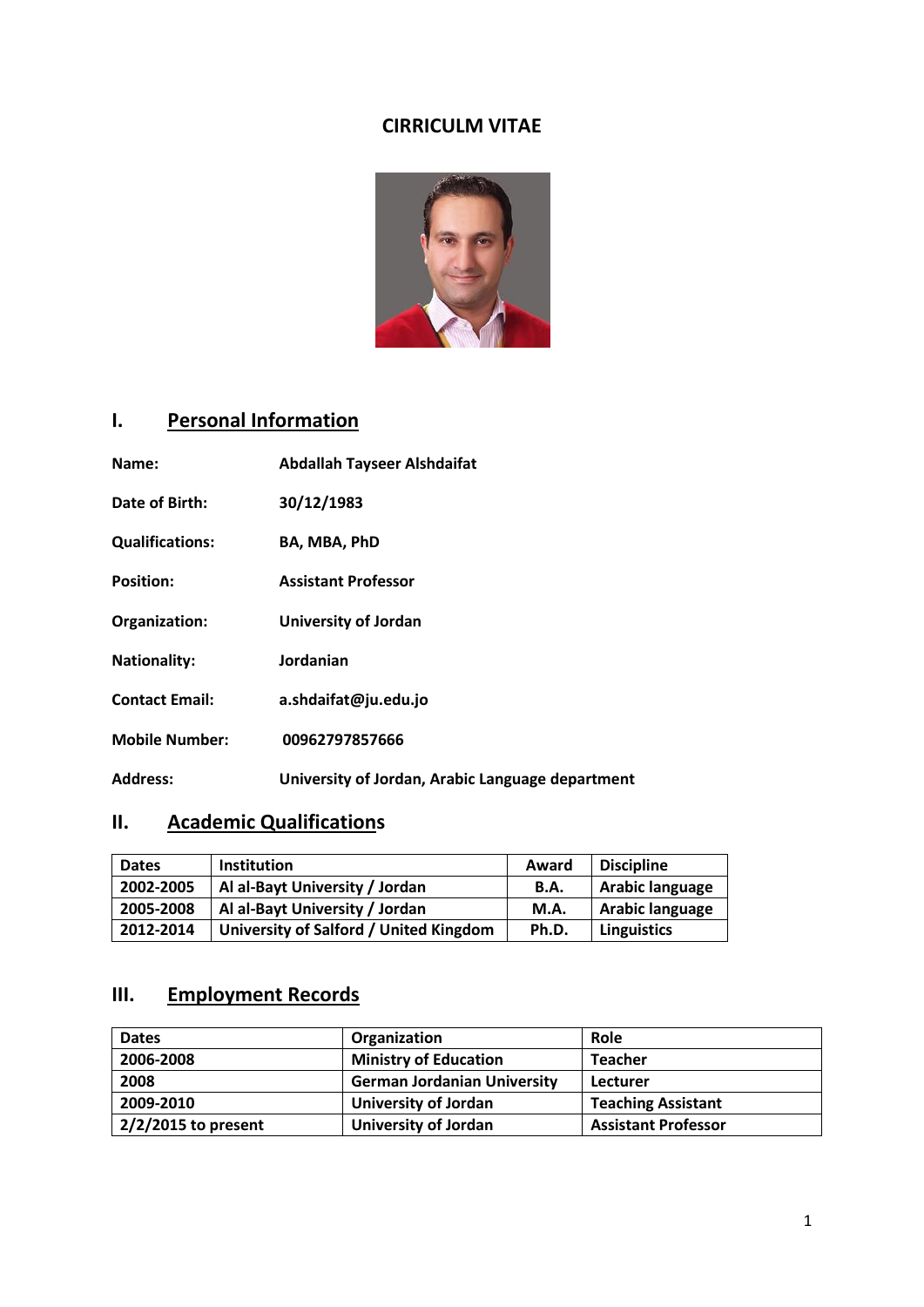# CIRRICULM VITAE

## I. Personal Information

**Name:** Abdallah Tayseer Alshdaifat

**Date of Birth:** 30/12/1983

**Qualifications:** BA, MBA, PhD

**Position:** Assistant Professor

**Organization:** University of Jordan

**Nationality:** Jordanian

**Contact Email:** a.shdaifat@ju.edu.jo

**Mobile Number:** 00962797857666

**Address:** University of Jordan, Arabic Language department

## II. Academic Qualifications

| Dates | Institution | Award | Discipline |
|---|---|---|---|
| 2002-2005 | Al al-Bayt University / Jordan | B.A. | Arabic language |
| 2005-2008 | Al al-Bayt University / Jordan | M.A. | Arabic language |
| 2012-2014 | University of Salford / United Kingdom | Ph.D. | Linguistics |

## III. Employment Records

| Dates | Organization | Role |
|---|---|---|
| 2006-2008 | Ministry of Education | Teacher |
| 2008 | German Jordanian University | Lecturer |
| 2009-2010 | University of Jordan | Teaching Assistant |
| 2/2/2015 to present | University of Jordan | Assistant Professor |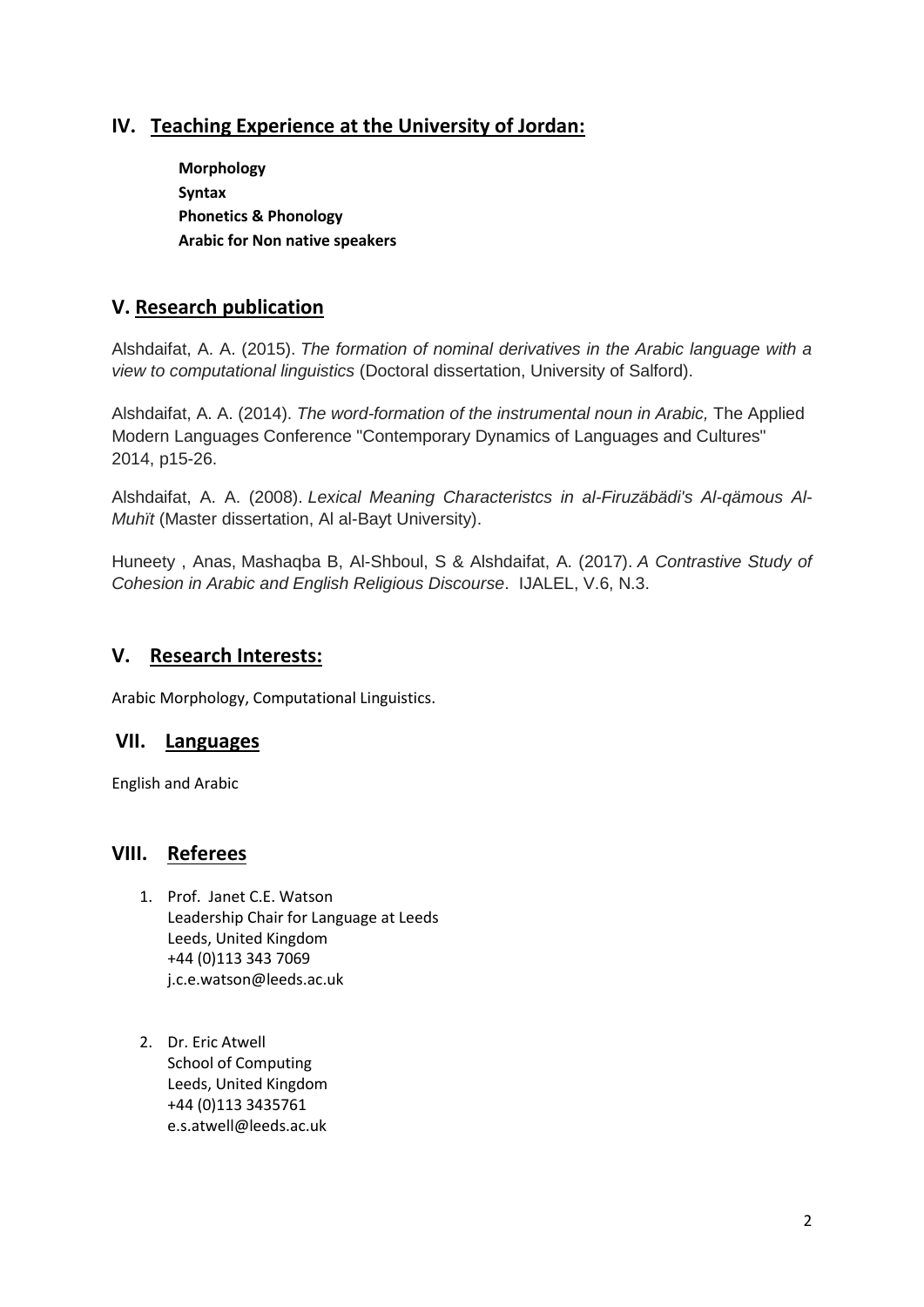## IV. Teaching Experience at the University of Jordan:

**Morphology**
**Syntax**
**Phonetics & Phonology**
**Arabic for Non native speakers**

## V. Research publication

Alshdaifat, A. A. (2015). *The formation of nominal derivatives in the Arabic language with a view to computational linguistics* (Doctoral dissertation, University of Salford).

Alshdaifat, A. A. (2014). *The word-formation of the instrumental noun in Arabic,* The Applied Modern Languages Conference "Contemporary Dynamics of Languages and Cultures" 2014, p15-26.

Alshdaifat, A. A. (2008). *Lexical Meaning Characteristcs in al-Firuzäbädi's Al-qämous Al-Muhït* (Master dissertation, Al al-Bayt University).

Huneety , Anas, Mashaqba B, Al-Shboul, S & Alshdaifat, A. (2017). *A Contrastive Study of Cohesion in Arabic and English Religious Discourse*. IJALEL, V.6, N.3.

## V. Research Interests:

Arabic Morphology, Computational Linguistics.

## VII. Languages

English and Arabic

## VIII. Referees

1. Prof. Janet C.E. Watson
   Leadership Chair for Language at Leeds
   Leeds, United Kingdom
   +44 (0)113 343 7069
   j.c.e.watson@leeds.ac.uk

2. Dr. Eric Atwell
   School of Computing
   Leeds, United Kingdom
   +44 (0)113 3435761
   e.s.atwell@leeds.ac.uk